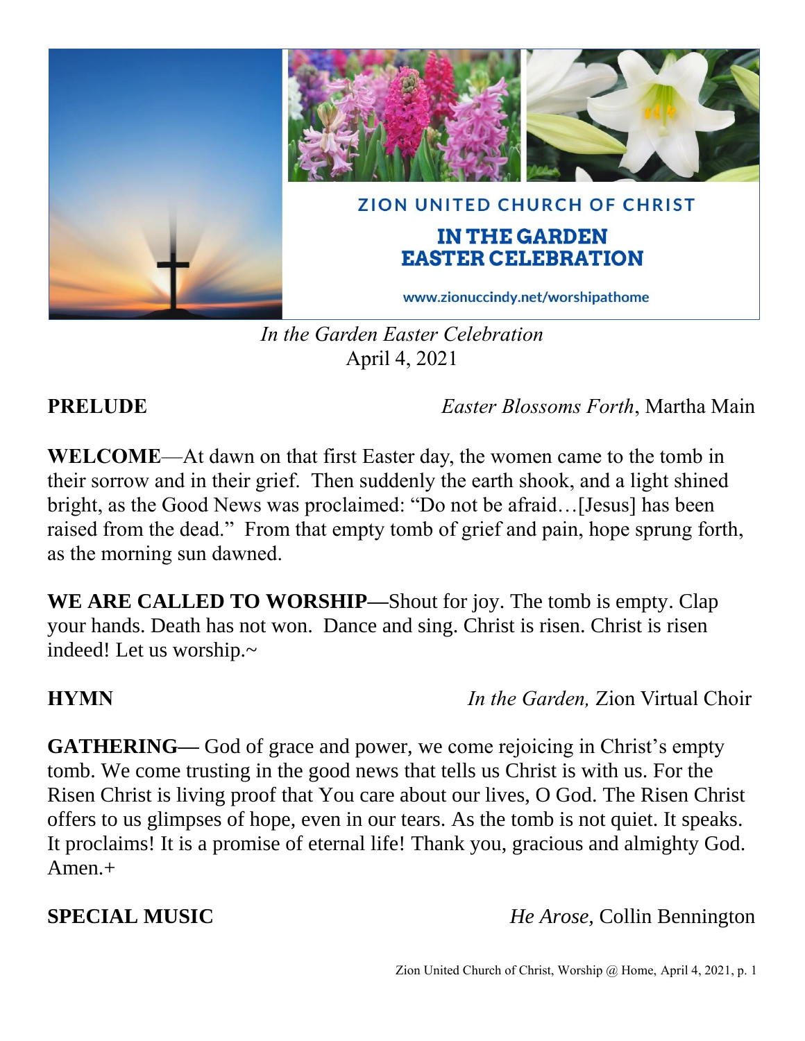ZION UNITED CHURCH OF CHRIST

**IN THE GARDEN EASTER CELEBRATION**

www.zionuccindy.net/worshipathome

*In the Garden Easter Celebration*
April 4, 2021

**PRELUDE** *Easter Blossoms Forth*, Martha Main

**WELCOME**—At dawn on that first Easter day, the women came to the tomb in their sorrow and in their grief. Then suddenly the earth shook, and a light shined bright, as the Good News was proclaimed: "Do not be afraid…[Jesus] has been raised from the dead." From that empty tomb of grief and pain, hope sprung forth, as the morning sun dawned.

**WE ARE CALLED TO WORSHIP—**Shout for joy. The tomb is empty. Clap your hands. Death has not won. Dance and sing. Christ is risen. Christ is risen indeed! Let us worship.~

**HYMN** *In the Garden,* Zion Virtual Choir

**GATHERING—** God of grace and power, we come rejoicing in Christ's empty tomb. We come trusting in the good news that tells us Christ is with us. For the Risen Christ is living proof that You care about our lives, O God. The Risen Christ offers to us glimpses of hope, even in our tears. As the tomb is not quiet. It speaks. It proclaims! It is a promise of eternal life! Thank you, gracious and almighty God. Amen.+

**SPECIAL MUSIC** *He Arose,* Collin Bennington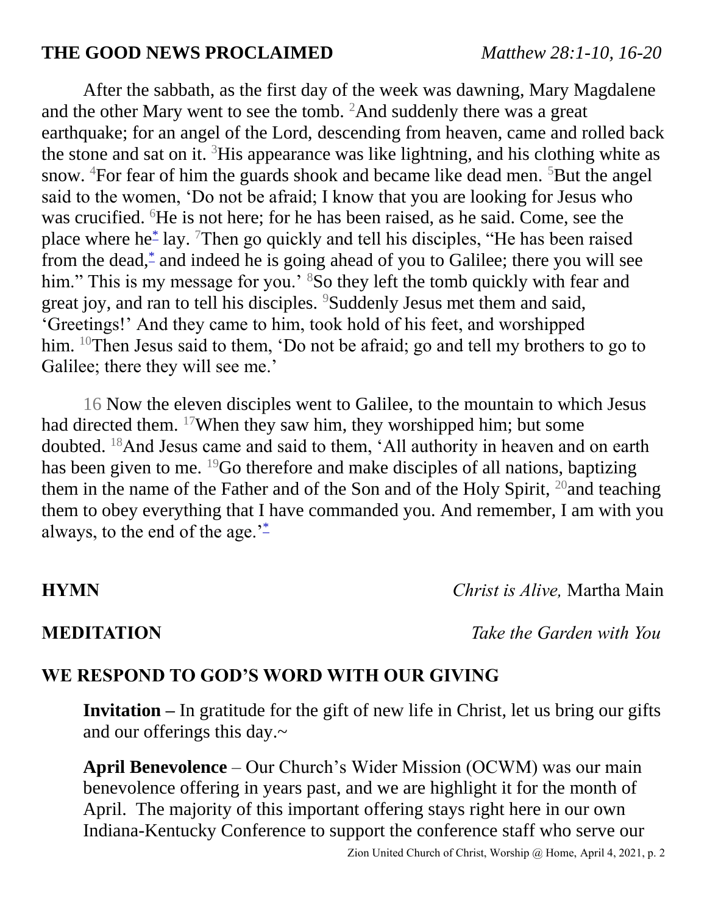**THE GOOD NEWS PROCLAIMED** *Matthew 28:1-10, 16-20*

After the sabbath, as the first day of the week was dawning, Mary Magdalene and the other Mary went to see the tomb. [2]And suddenly there was a great earthquake; for an angel of the Lord, descending from heaven, came and rolled back the stone and sat on it. [3]His appearance was like lightning, and his clothing white as snow. [4]For fear of him the guards shook and became like dead men. [5]But the angel said to the women, 'Do not be afraid; I know that you are looking for Jesus who was crucified. [6]He is not here; for he has been raised, as he said. Come, see the place where he[*] lay. [7]Then go quickly and tell his disciples, "He has been raised from the dead,[*] and indeed he is going ahead of you to Galilee; there you will see him." This is my message for you.' [8]So they left the tomb quickly with fear and great joy, and ran to tell his disciples. [9]Suddenly Jesus met them and said, 'Greetings!' And they came to him, took hold of his feet, and worshipped him. [10]Then Jesus said to them, 'Do not be afraid; go and tell my brothers to go to Galilee; there they will see me.'

16 Now the eleven disciples went to Galilee, to the mountain to which Jesus had directed them. [17]When they saw him, they worshipped him; but some doubted. [18]And Jesus came and said to them, 'All authority in heaven and on earth has been given to me. [19]Go therefore and make disciples of all nations, baptizing them in the name of the Father and of the Son and of the Holy Spirit, [20]and teaching them to obey everything that I have commanded you. And remember, I am with you always, to the end of the age.'[*]

**HYMN** *Christ is Alive,* Martha Main

**MEDITATION** *Take the Garden with You*

**WE RESPOND TO GOD'S WORD WITH OUR GIVING**

**Invitation –** In gratitude for the gift of new life in Christ, let us bring our gifts and our offerings this day.~

**April Benevolence** – Our Church's Wider Mission (OCWM) was our main benevolence offering in years past, and we are highlight it for the month of April. The majority of this important offering stays right here in our own Indiana-Kentucky Conference to support the conference staff who serve our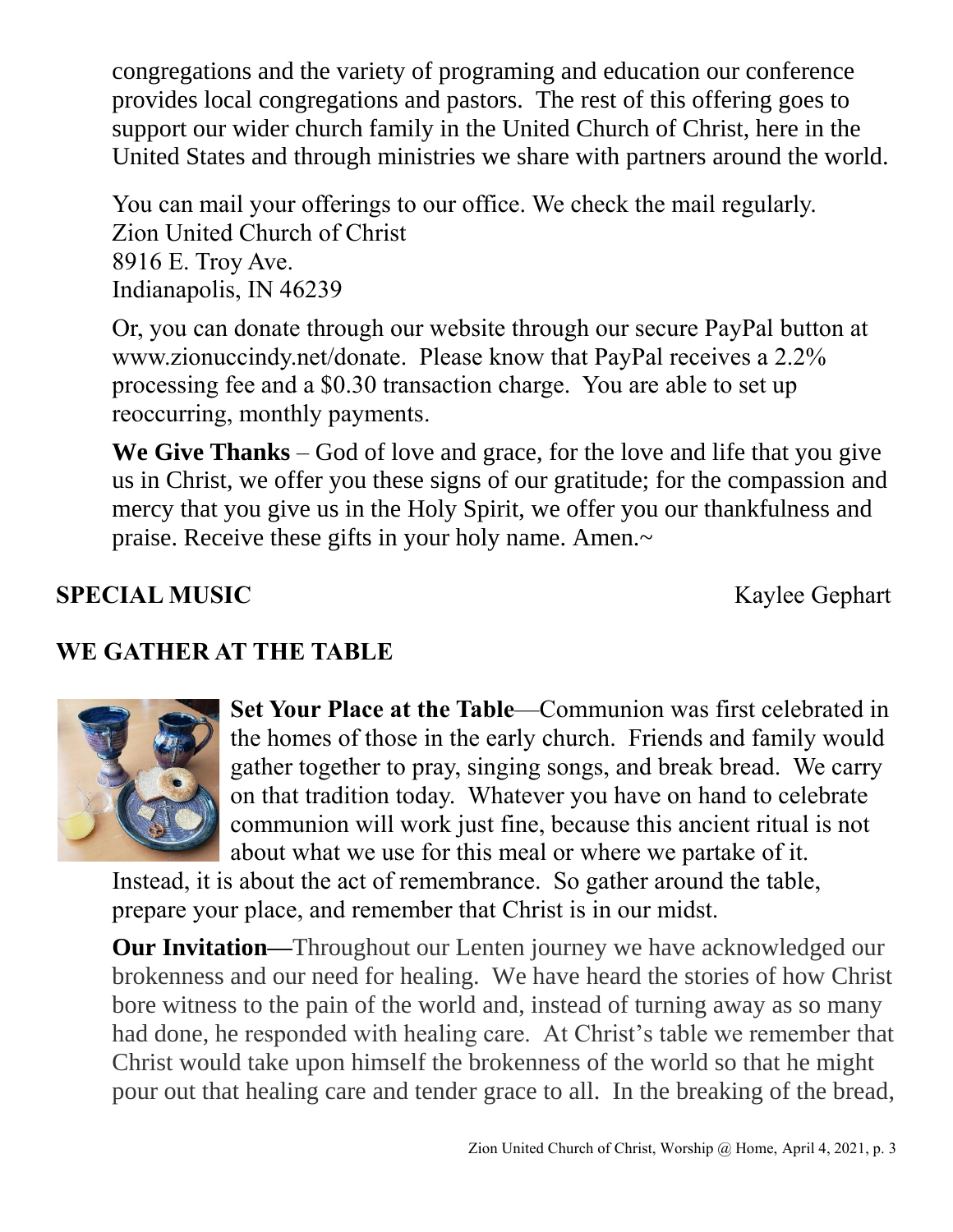congregations and the variety of programing and education our conference provides local congregations and pastors. The rest of this offering goes to support our wider church family in the United Church of Christ, here in the United States and through ministries we share with partners around the world.

You can mail your offerings to our office. We check the mail regularly.
Zion United Church of Christ
8916 E. Troy Ave.
Indianapolis, IN 46239

Or, you can donate through our website through our secure PayPal button at www.zionuccindy.net/donate. Please know that PayPal receives a 2.2% processing fee and a $0.30 transaction charge. You are able to set up reoccurring, monthly payments.

**We Give Thanks** – God of love and grace, for the love and life that you give us in Christ, we offer you these signs of our gratitude; for the compassion and mercy that you give us in the Holy Spirit, we offer you our thankfulness and praise. Receive these gifts in your holy name. Amen.~

**SPECIAL MUSIC** Kaylee Gephart

## WE GATHER AT THE TABLE

**Set Your Place at the Table**—Communion was first celebrated in the homes of those in the early church. Friends and family would gather together to pray, singing songs, and break bread. We carry on that tradition today. Whatever you have on hand to celebrate communion will work just fine, because this ancient ritual is not about what we use for this meal or where we partake of it. Instead, it is about the act of remembrance. So gather around the table, prepare your place, and remember that Christ is in our midst.

**Our Invitation—**Throughout our Lenten journey we have acknowledged our brokenness and our need for healing. We have heard the stories of how Christ bore witness to the pain of the world and, instead of turning away as so many had done, he responded with healing care. At Christ's table we remember that Christ would take upon himself the brokenness of the world so that he might pour out that healing care and tender grace to all. In the breaking of the bread,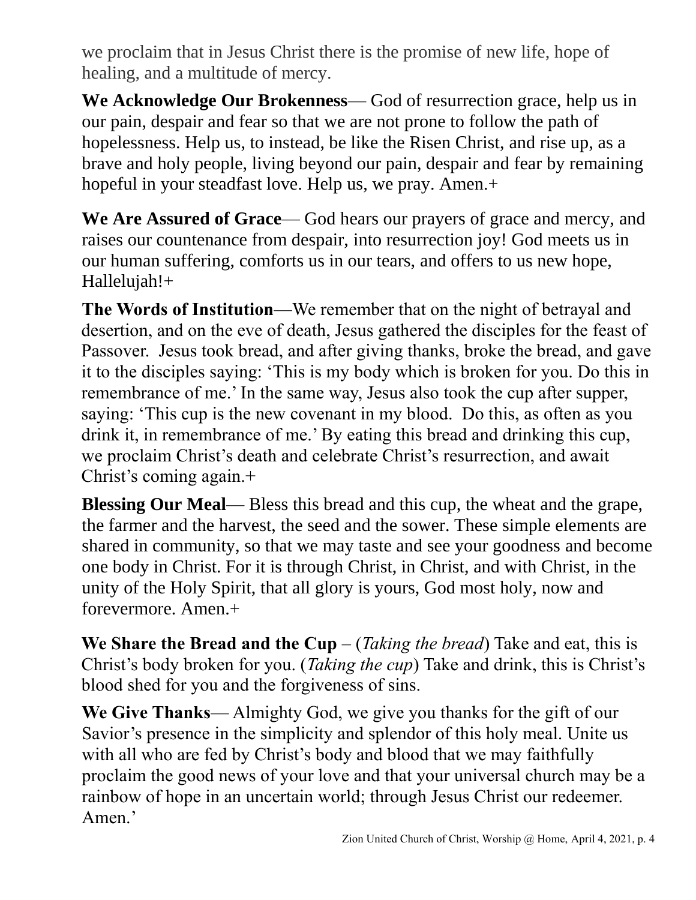we proclaim that in Jesus Christ there is the promise of new life, hope of healing, and a multitude of mercy.

**We Acknowledge Our Brokenness**— God of resurrection grace, help us in our pain, despair and fear so that we are not prone to follow the path of hopelessness. Help us, to instead, be like the Risen Christ, and rise up, as a brave and holy people, living beyond our pain, despair and fear by remaining hopeful in your steadfast love. Help us, we pray. Amen.+

**We Are Assured of Grace**— God hears our prayers of grace and mercy, and raises our countenance from despair, into resurrection joy! God meets us in our human suffering, comforts us in our tears, and offers to us new hope, Hallelujah!+

**The Words of Institution**—We remember that on the night of betrayal and desertion, and on the eve of death, Jesus gathered the disciples for the feast of Passover. Jesus took bread, and after giving thanks, broke the bread, and gave it to the disciples saying: 'This is my body which is broken for you. Do this in remembrance of me.' In the same way, Jesus also took the cup after supper, saying: 'This cup is the new covenant in my blood. Do this, as often as you drink it, in remembrance of me.' By eating this bread and drinking this cup, we proclaim Christ's death and celebrate Christ's resurrection, and await Christ's coming again.+

**Blessing Our Meal**— Bless this bread and this cup, the wheat and the grape, the farmer and the harvest, the seed and the sower. These simple elements are shared in community, so that we may taste and see your goodness and become one body in Christ. For it is through Christ, in Christ, and with Christ, in the unity of the Holy Spirit, that all glory is yours, God most holy, now and forevermore. Amen.+

**We Share the Bread and the Cup** – (*Taking the bread*) Take and eat, this is Christ's body broken for you. (*Taking the cup*) Take and drink, this is Christ's blood shed for you and the forgiveness of sins.

**We Give Thanks**— Almighty God, we give you thanks for the gift of our Savior's presence in the simplicity and splendor of this holy meal. Unite us with all who are fed by Christ's body and blood that we may faithfully proclaim the good news of your love and that your universal church may be a rainbow of hope in an uncertain world; through Jesus Christ our redeemer. Amen.'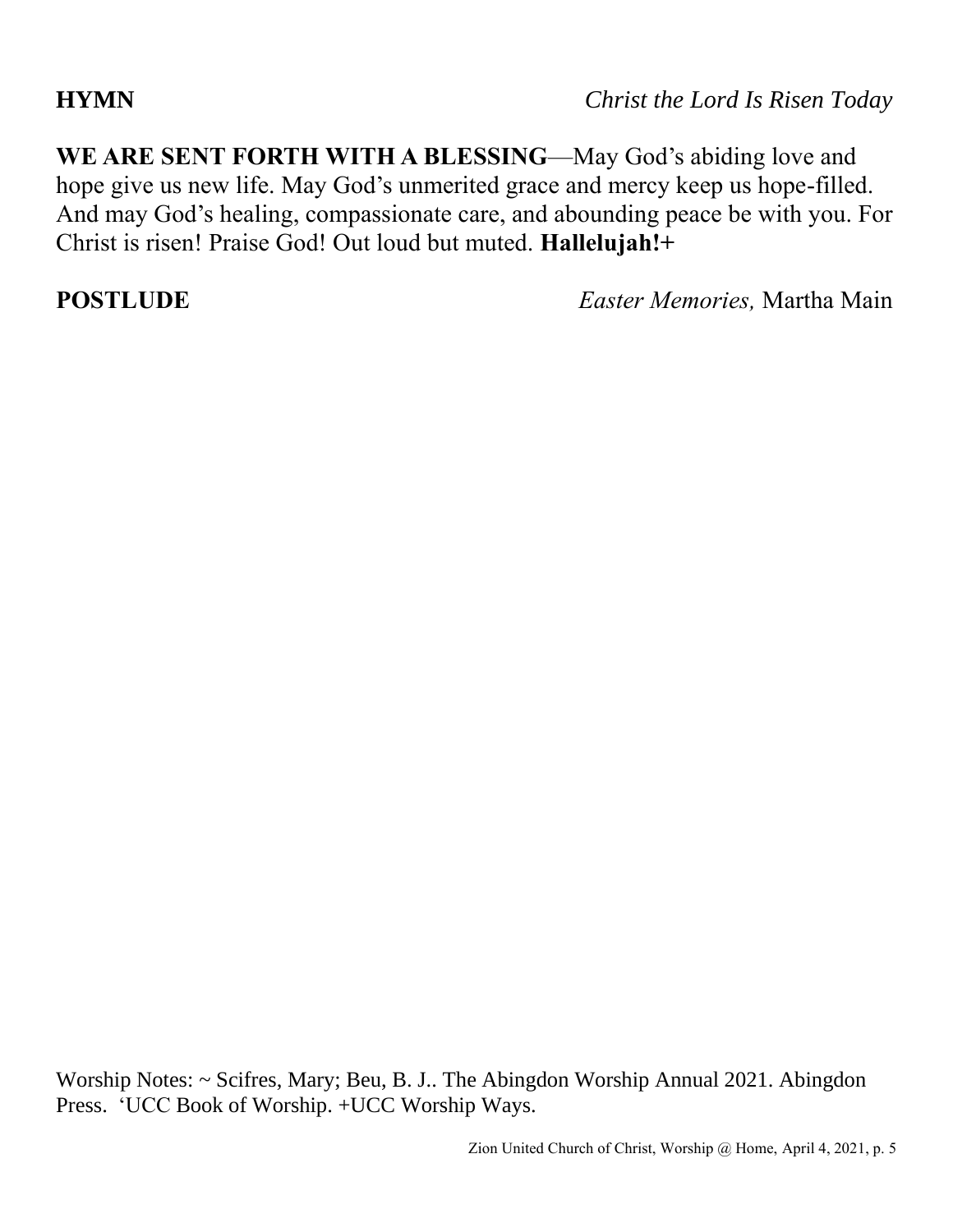**HYMN** *Christ the Lord Is Risen Today*

**WE ARE SENT FORTH WITH A BLESSING**—May God's abiding love and hope give us new life. May God's unmerited grace and mercy keep us hope-filled. And may God's healing, compassionate care, and abounding peace be with you. For Christ is risen! Praise God! Out loud but muted. **Hallelujah!+**

**POSTLUDE** *Easter Memories,* Martha Main

Worship Notes: ~ Scifres, Mary; Beu, B. J.. The Abingdon Worship Annual 2021. Abingdon Press. 'UCC Book of Worship. +UCC Worship Ways.